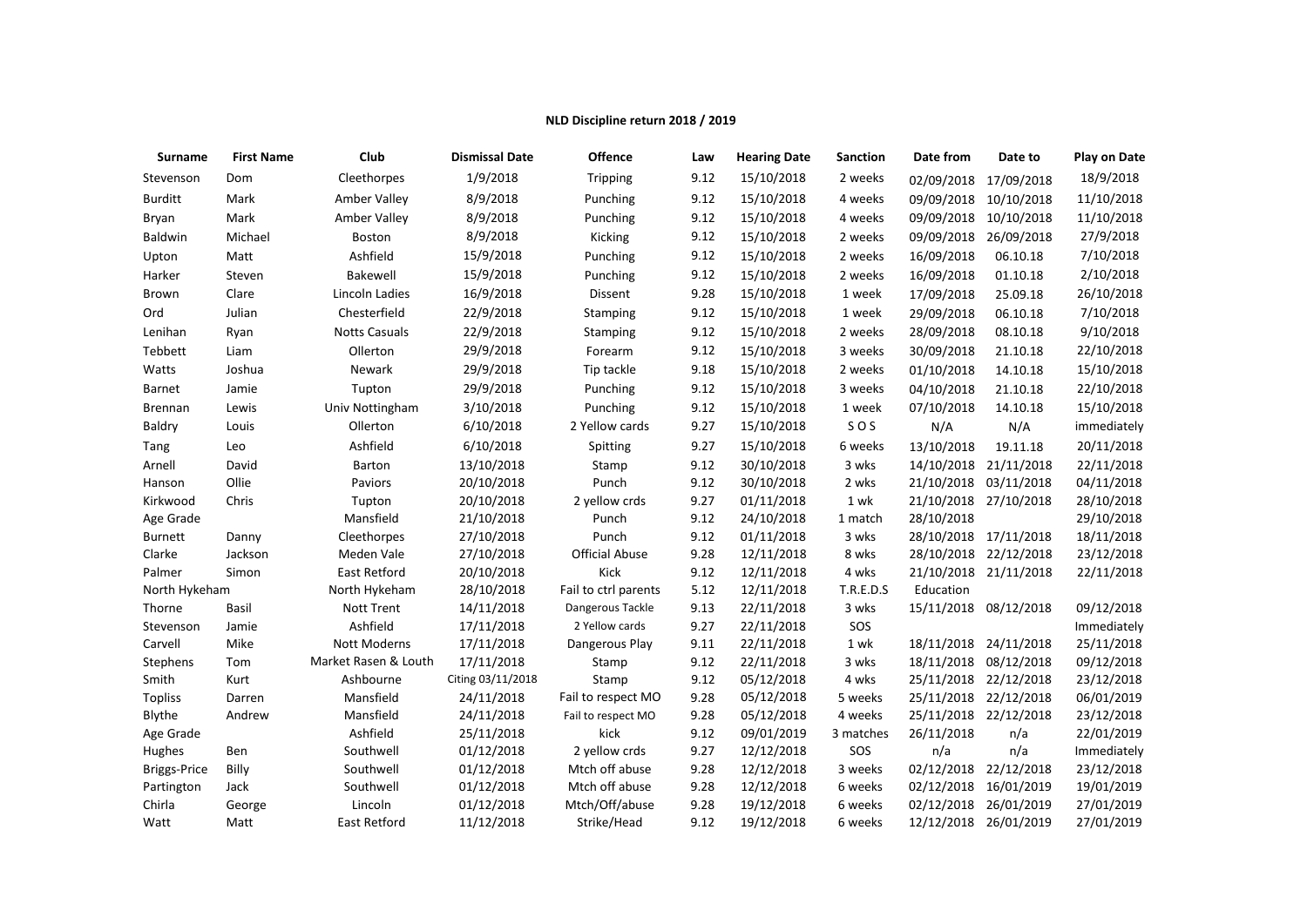**NLD Discipline return 2018 / 2019**

| Surname | First Name | Club | Dismissal Date | Offence | Law | Hearing Date | Sanction | Date from | Date to | Play on Date |
|---|---|---|---|---|---|---|---|---|---|---|
| Stevenson | Dom | Cleethorpes | 1/9/2018 | Tripping | 9.12 | 15/10/2018 | 2 weeks | 02/09/2018 | 17/09/2018 | 18/9/2018 |
| Burditt | Mark | Amber Valley | 8/9/2018 | Punching | 9.12 | 15/10/2018 | 4 weeks | 09/09/2018 | 10/10/2018 | 11/10/2018 |
| Bryan | Mark | Amber Valley | 8/9/2018 | Punching | 9.12 | 15/10/2018 | 4 weeks | 09/09/2018 | 10/10/2018 | 11/10/2018 |
| Baldwin | Michael | Boston | 8/9/2018 | Kicking | 9.12 | 15/10/2018 | 2 weeks | 09/09/2018 | 26/09/2018 | 27/9/2018 |
| Upton | Matt | Ashfield | 15/9/2018 | Punching | 9.12 | 15/10/2018 | 2 weeks | 16/09/2018 | 06.10.18 | 7/10/2018 |
| Harker | Steven | Bakewell | 15/9/2018 | Punching | 9.12 | 15/10/2018 | 2 weeks | 16/09/2018 | 01.10.18 | 2/10/2018 |
| Brown | Clare | Lincoln Ladies | 16/9/2018 | Dissent | 9.28 | 15/10/2018 | 1 week | 17/09/2018 | 25.09.18 | 26/10/2018 |
| Ord | Julian | Chesterfield | 22/9/2018 | Stamping | 9.12 | 15/10/2018 | 1 week | 29/09/2018 | 06.10.18 | 7/10/2018 |
| Lenihan | Ryan | Notts Casuals | 22/9/2018 | Stamping | 9.12 | 15/10/2018 | 2 weeks | 28/09/2018 | 08.10.18 | 9/10/2018 |
| Tebbett | Liam | Ollerton | 29/9/2018 | Forearm | 9.12 | 15/10/2018 | 3 weeks | 30/09/2018 | 21.10.18 | 22/10/2018 |
| Watts | Joshua | Newark | 29/9/2018 | Tip tackle | 9.18 | 15/10/2018 | 2 weeks | 01/10/2018 | 14.10.18 | 15/10/2018 |
| Barnet | Jamie | Tupton | 29/9/2018 | Punching | 9.12 | 15/10/2018 | 3 weeks | 04/10/2018 | 21.10.18 | 22/10/2018 |
| Brennan | Lewis | Univ Nottingham | 3/10/2018 | Punching | 9.12 | 15/10/2018 | 1 week | 07/10/2018 | 14.10.18 | 15/10/2018 |
| Baldry | Louis | Ollerton | 6/10/2018 | 2 Yellow cards | 9.27 | 15/10/2018 | S O S | N/A | N/A | immediately |
| Tang | Leo | Ashfield | 6/10/2018 | Spitting | 9.27 | 15/10/2018 | 6 weeks | 13/10/2018 | 19.11.18 | 20/11/2018 |
| Arnell | David | Barton | 13/10/2018 | Stamp | 9.12 | 30/10/2018 | 3 wks | 14/10/2018 | 21/11/2018 | 22/11/2018 |
| Hanson | Ollie | Paviors | 20/10/2018 | Punch | 9.12 | 30/10/2018 | 2 wks | 21/10/2018 | 03/11/2018 | 04/11/2018 |
| Kirkwood | Chris | Tupton | 20/10/2018 | 2 yellow crds | 9.27 | 01/11/2018 | 1 wk | 21/10/2018 | 27/10/2018 | 28/10/2018 |
| Age Grade | | Mansfield | 21/10/2018 | Punch | 9.12 | 24/10/2018 | 1 match | 28/10/2018 | | 29/10/2018 |
| Burnett | Danny | Cleethorpes | 27/10/2018 | Punch | 9.12 | 01/11/2018 | 3 wks | 28/10/2018 | 17/11/2018 | 18/11/2018 |
| Clarke | Jackson | Meden Vale | 27/10/2018 | Official Abuse | 9.28 | 12/11/2018 | 8 wks | 28/10/2018 | 22/12/2018 | 23/12/2018 |
| Palmer | Simon | East Retford | 20/10/2018 | Kick | 9.12 | 12/11/2018 | 4 wks | 21/10/2018 | 21/11/2018 | 22/11/2018 |
| North Hykeham | | North Hykeham | 28/10/2018 | Fail to ctrl parents | 5.12 | 12/11/2018 | T.R.E.D.S | Education | | |
| Thorne | Basil | Nott Trent | 14/11/2018 | Dangerous Tackle | 9.13 | 22/11/2018 | 3 wks | 15/11/2018 | 08/12/2018 | 09/12/2018 |
| Stevenson | Jamie | Ashfield | 17/11/2018 | 2 Yellow cards | 9.27 | 22/11/2018 | SOS | | | Immediately |
| Carvell | Mike | Nott Moderns | 17/11/2018 | Dangerous Play | 9.11 | 22/11/2018 | 1 wk | 18/11/2018 | 24/11/2018 | 25/11/2018 |
| Stephens | Tom | Market Rasen & Louth | 17/11/2018 | Stamp | 9.12 | 22/11/2018 | 3 wks | 18/11/2018 | 08/12/2018 | 09/12/2018 |
| Smith | Kurt | Ashbourne | Citing 03/11/2018 | Stamp | 9.12 | 05/12/2018 | 4 wks | 25/11/2018 | 22/12/2018 | 23/12/2018 |
| Topliss | Darren | Mansfield | 24/11/2018 | Fail to respect MO | 9.28 | 05/12/2018 | 5 weeks | 25/11/2018 | 22/12/2018 | 06/01/2019 |
| Blythe | Andrew | Mansfield | 24/11/2018 | Fail to respect MO | 9.28 | 05/12/2018 | 4 weeks | 25/11/2018 | 22/12/2018 | 23/12/2018 |
| Age Grade | | Ashfield | 25/11/2018 | kick | 9.12 | 09/01/2019 | 3 matches | 26/11/2018 | n/a | 22/01/2019 |
| Hughes | Ben | Southwell | 01/12/2018 | 2 yellow crds | 9.27 | 12/12/2018 | SOS | n/a | n/a | Immediately |
| Briggs-Price | Billy | Southwell | 01/12/2018 | Mtch off abuse | 9.28 | 12/12/2018 | 3 weeks | 02/12/2018 | 22/12/2018 | 23/12/2018 |
| Partington | Jack | Southwell | 01/12/2018 | Mtch off abuse | 9.28 | 12/12/2018 | 6 weeks | 02/12/2018 | 16/01/2019 | 19/01/2019 |
| Chirla | George | Lincoln | 01/12/2018 | Mtch/Off/abuse | 9.28 | 19/12/2018 | 6 weeks | 02/12/2018 | 26/01/2019 | 27/01/2019 |
| Watt | Matt | East Retford | 11/12/2018 | Strike/Head | 9.12 | 19/12/2018 | 6 weeks | 12/12/2018 | 26/01/2019 | 27/01/2019 |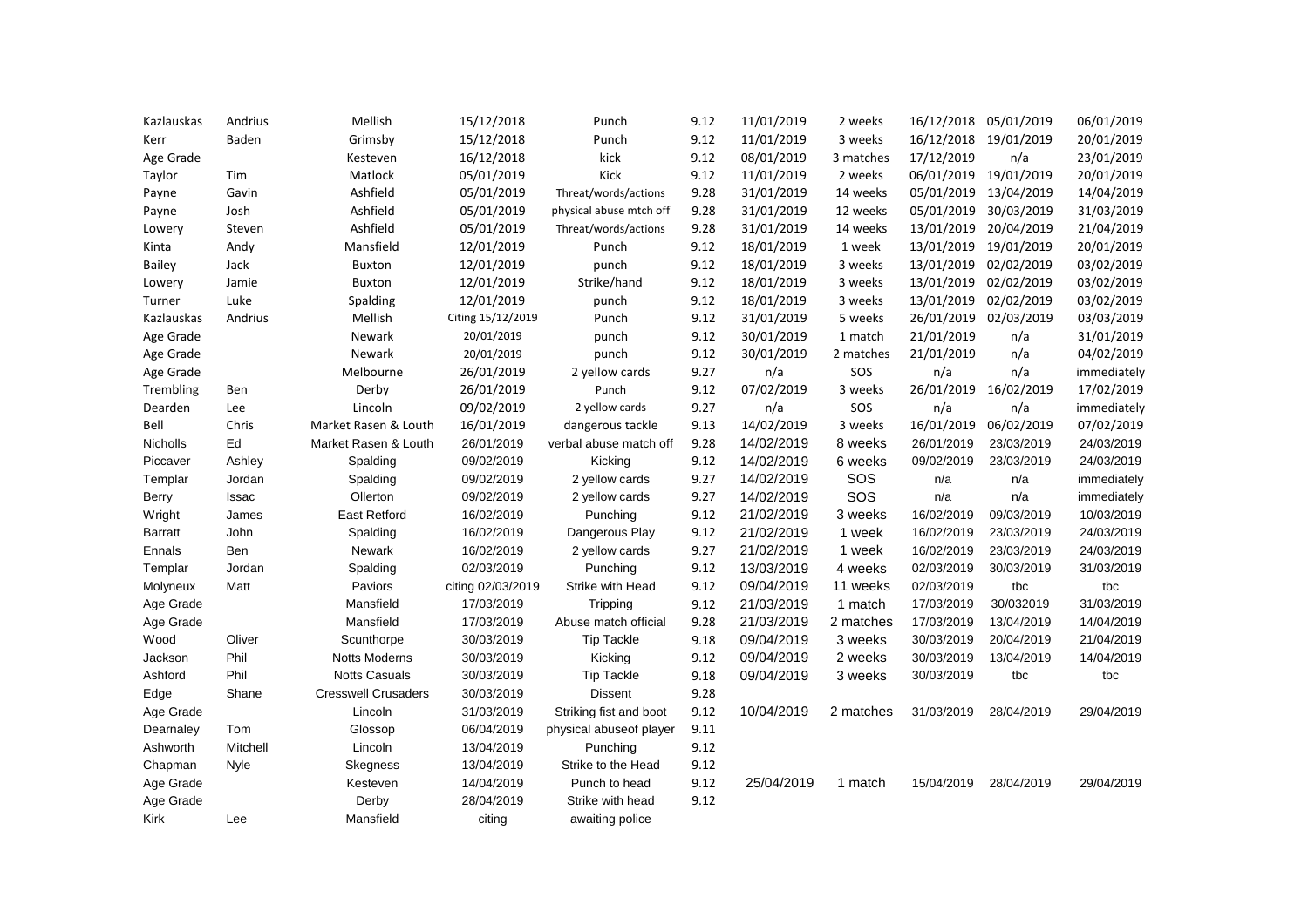| | | | | | | | | | | |
|---|---|---|---|---|---|---|---|---|---|---|
| Kazlauskas | Andrius | Mellish | 15/12/2018 | Punch | 9.12 | 11/01/2019 | 2 weeks | 16/12/2018 | 05/01/2019 | 06/01/2019 |
| Kerr | Baden | Grimsby | 15/12/2018 | Punch | 9.12 | 11/01/2019 | 3 weeks | 16/12/2018 | 19/01/2019 | 20/01/2019 |
| Age Grade | | Kesteven | 16/12/2018 | kick | 9.12 | 08/01/2019 | 3 matches | 17/12/2019 | n/a | 23/01/2019 |
| Taylor | Tim | Matlock | 05/01/2019 | Kick | 9.12 | 11/01/2019 | 2 weeks | 06/01/2019 | 19/01/2019 | 20/01/2019 |
| Payne | Gavin | Ashfield | 05/01/2019 | Threat/words/actions | 9.28 | 31/01/2019 | 14 weeks | 05/01/2019 | 13/04/2019 | 14/04/2019 |
| Payne | Josh | Ashfield | 05/01/2019 | physical abuse mtch off | 9.28 | 31/01/2019 | 12 weeks | 05/01/2019 | 30/03/2019 | 31/03/2019 |
| Lowery | Steven | Ashfield | 05/01/2019 | Threat/words/actions | 9.28 | 31/01/2019 | 14 weeks | 13/01/2019 | 20/04/2019 | 21/04/2019 |
| Kinta | Andy | Mansfield | 12/01/2019 | Punch | 9.12 | 18/01/2019 | 1 week | 13/01/2019 | 19/01/2019 | 20/01/2019 |
| Bailey | Jack | Buxton | 12/01/2019 | punch | 9.12 | 18/01/2019 | 3 weeks | 13/01/2019 | 02/02/2019 | 03/02/2019 |
| Lowery | Jamie | Buxton | 12/01/2019 | Strike/hand | 9.12 | 18/01/2019 | 3 weeks | 13/01/2019 | 02/02/2019 | 03/02/2019 |
| Turner | Luke | Spalding | 12/01/2019 | punch | 9.12 | 18/01/2019 | 3 weeks | 13/01/2019 | 02/02/2019 | 03/02/2019 |
| Kazlauskas | Andrius | Mellish | Citing 15/12/2019 | Punch | 9.12 | 31/01/2019 | 5 weeks | 26/01/2019 | 02/03/2019 | 03/03/2019 |
| Age Grade | | Newark | 20/01/2019 | punch | 9.12 | 30/01/2019 | 1 match | 21/01/2019 | n/a | 31/01/2019 |
| Age Grade | | Newark | 20/01/2019 | punch | 9.12 | 30/01/2019 | 2 matches | 21/01/2019 | n/a | 04/02/2019 |
| Age Grade | | Melbourne | 26/01/2019 | 2 yellow cards | 9.27 | n/a | SOS | n/a | n/a | immediately |
| Trembling | Ben | Derby | 26/01/2019 | Punch | 9.12 | 07/02/2019 | 3 weeks | 26/01/2019 | 16/02/2019 | 17/02/2019 |
| Dearden | Lee | Lincoln | 09/02/2019 | 2 yellow cards | 9.27 | n/a | SOS | n/a | n/a | immediately |
| Bell | Chris | Market Rasen & Louth | 16/01/2019 | dangerous tackle | 9.13 | 14/02/2019 | 3 weeks | 16/01/2019 | 06/02/2019 | 07/02/2019 |
| Nicholls | Ed | Market Rasen & Louth | 26/01/2019 | verbal abuse match off | 9.28 | 14/02/2019 | 8 weeks | 26/01/2019 | 23/03/2019 | 24/03/2019 |
| Piccaver | Ashley | Spalding | 09/02/2019 | Kicking | 9.12 | 14/02/2019 | 6 weeks | 09/02/2019 | 23/03/2019 | 24/03/2019 |
| Templar | Jordan | Spalding | 09/02/2019 | 2 yellow cards | 9.27 | 14/02/2019 | SOS | n/a | n/a | immediately |
| Berry | Issac | Ollerton | 09/02/2019 | 2 yellow cards | 9.27 | 14/02/2019 | SOS | n/a | n/a | immediately |
| Wright | James | East Retford | 16/02/2019 | Punching | 9.12 | 21/02/2019 | 3 weeks | 16/02/2019 | 09/03/2019 | 10/03/2019 |
| Barratt | John | Spalding | 16/02/2019 | Dangerous Play | 9.12 | 21/02/2019 | 1 week | 16/02/2019 | 23/03/2019 | 24/03/2019 |
| Ennals | Ben | Newark | 16/02/2019 | 2 yellow cards | 9.27 | 21/02/2019 | 1 week | 16/02/2019 | 23/03/2019 | 24/03/2019 |
| Templar | Jordan | Spalding | 02/03/2019 | Punching | 9.12 | 13/03/2019 | 4 weeks | 02/03/2019 | 30/03/2019 | 31/03/2019 |
| Molyneux | Matt | Paviors | citing 02/03/2019 | Strike with Head | 9.12 | 09/04/2019 | 11 weeks | 02/03/2019 | tbc | tbc |
| Age Grade | | Mansfield | 17/03/2019 | Tripping | 9.12 | 21/03/2019 | 1 match | 17/03/2019 | 30/032019 | 31/03/2019 |
| Age Grade | | Mansfield | 17/03/2019 | Abuse match official | 9.28 | 21/03/2019 | 2 matches | 17/03/2019 | 13/04/2019 | 14/04/2019 |
| Wood | Oliver | Scunthorpe | 30/03/2019 | Tip Tackle | 9.18 | 09/04/2019 | 3 weeks | 30/03/2019 | 20/04/2019 | 21/04/2019 |
| Jackson | Phil | Notts Moderns | 30/03/2019 | Kicking | 9.12 | 09/04/2019 | 2 weeks | 30/03/2019 | 13/04/2019 | 14/04/2019 |
| Ashford | Phil | Notts Casuals | 30/03/2019 | Tip Tackle | 9.18 | 09/04/2019 | 3 weeks | 30/03/2019 | tbc | tbc |
| Edge | Shane | Cresswell Crusaders | 30/03/2019 | Dissent | 9.28 | | | | | |
| Age Grade | | Lincoln | 31/03/2019 | Striking fist and boot | 9.12 | 10/04/2019 | 2 matches | 31/03/2019 | 28/04/2019 | 29/04/2019 |
| Dearnaley | Tom | Glossop | 06/04/2019 | physical abuseof player | 9.11 | | | | | |
| Ashworth | Mitchell | Lincoln | 13/04/2019 | Punching | 9.12 | | | | | |
| Chapman | Nyle | Skegness | 13/04/2019 | Strike to the Head | 9.12 | | | | | |
| Age Grade | | Kesteven | 14/04/2019 | Punch to head | 9.12 | 25/04/2019 | 1 match | 15/04/2019 | 28/04/2019 | 29/04/2019 |
| Age Grade | | Derby | 28/04/2019 | Strike with head | 9.12 | | | | | |
| Kirk | Lee | Mansfield | citing | awaiting police | | | | | | |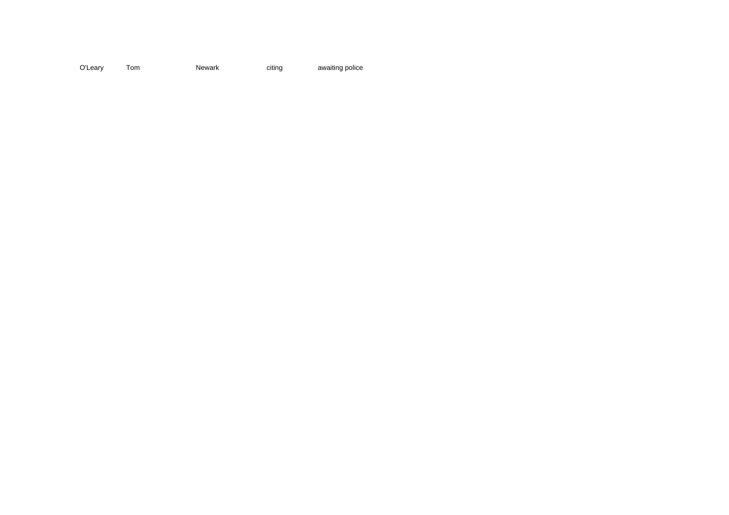| | | | | |
|---|---|---|---|---|
| O'Leary | Tom | Newark | citing | awaiting police |